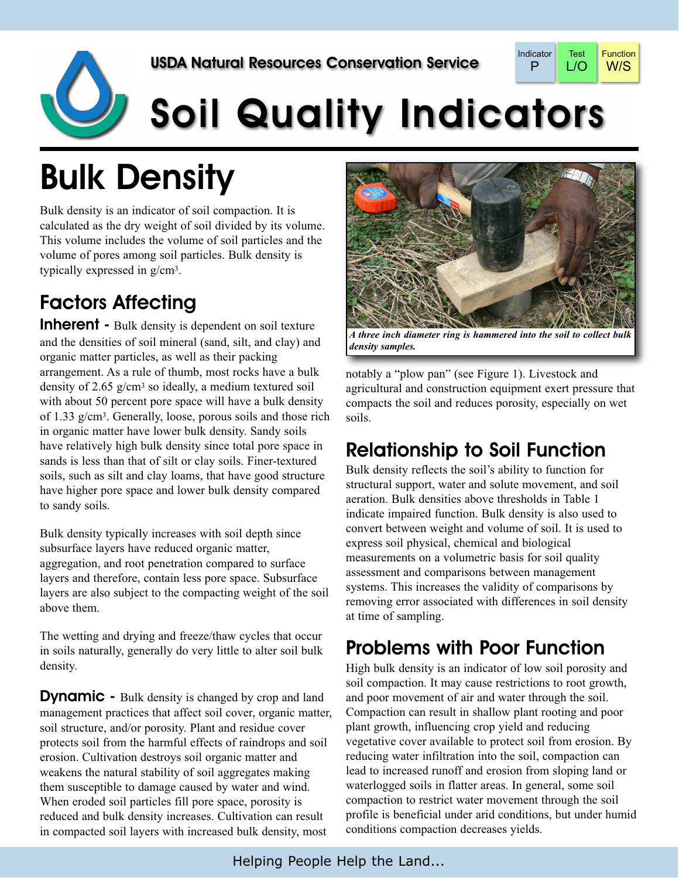USDA Natural Resources Conservation Service

| Indicator | Test | Function |
| --- | --- | --- |
| P | L/O | W/S |

# Soil Quality Indicators

## Bulk Density

Bulk density is an indicator of soil compaction. It is calculated as the dry weight of soil divided by its volume. This volume includes the volume of soil particles and the volume of pores among soil particles. Bulk density is typically expressed in $g/cm^3$.

### Factors Affecting

**Inherent -** Bulk density is dependent on soil texture and the densities of soil mineral (sand, silt, and clay) and organic matter particles, as well as their packing arrangement. As a rule of thumb, most rocks have a bulk density of 2.65 $g/cm^3$ so ideally, a medium textured soil with about 50 percent pore space will have a bulk density of 1.33 $g/cm^3$. Generally, loose, porous soils and those rich in organic matter have lower bulk density. Sandy soils have relatively high bulk density since total pore space in sands is less than that of silt or clay soils. Finer-textured soils, such as silt and clay loams, that have good structure have higher pore space and lower bulk density compared to sandy soils.

Bulk density typically increases with soil depth since subsurface layers have reduced organic matter, aggregation, and root penetration compared to surface layers and therefore, contain less pore space. Subsurface layers are also subject to the compacting weight of the soil above them.

The wetting and drying and freeze/thaw cycles that occur in soils naturally, generally do very little to alter soil bulk density.

**Dynamic -** Bulk density is changed by crop and land management practices that affect soil cover, organic matter, soil structure, and/or porosity. Plant and residue cover protects soil from the harmful effects of raindrops and soil erosion. Cultivation destroys soil organic matter and weakens the natural stability of soil aggregates making them susceptible to damage caused by water and wind. When eroded soil particles fill pore space, porosity is reduced and bulk density increases. Cultivation can result in compacted soil layers with increased bulk density, most notably a "plow pan" (see Figure 1). Livestock and agricultural and construction equipment exert pressure that compacts the soil and reduces porosity, especially on wet soils.

*A three inch diameter ring is hammered into the soil to collect bulk density samples.*

### Relationship to Soil Function

Bulk density reflects the soil's ability to function for structural support, water and solute movement, and soil aeration. Bulk densities above thresholds in Table 1 indicate impaired function. Bulk density is also used to convert between weight and volume of soil. It is used to express soil physical, chemical and biological measurements on a volumetric basis for soil quality assessment and comparisons between management systems. This increases the validity of comparisons by removing error associated with differences in soil density at time of sampling.

### Problems with Poor Function

High bulk density is an indicator of low soil porosity and soil compaction. It may cause restrictions to root growth, and poor movement of air and water through the soil. Compaction can result in shallow plant rooting and poor plant growth, influencing crop yield and reducing vegetative cover available to protect soil from erosion. By reducing water infiltration into the soil, compaction can lead to increased runoff and erosion from sloping land or waterlogged soils in flatter areas. In general, some soil compaction to restrict water movement through the soil profile is beneficial under arid conditions, but under humid conditions compaction decreases yields.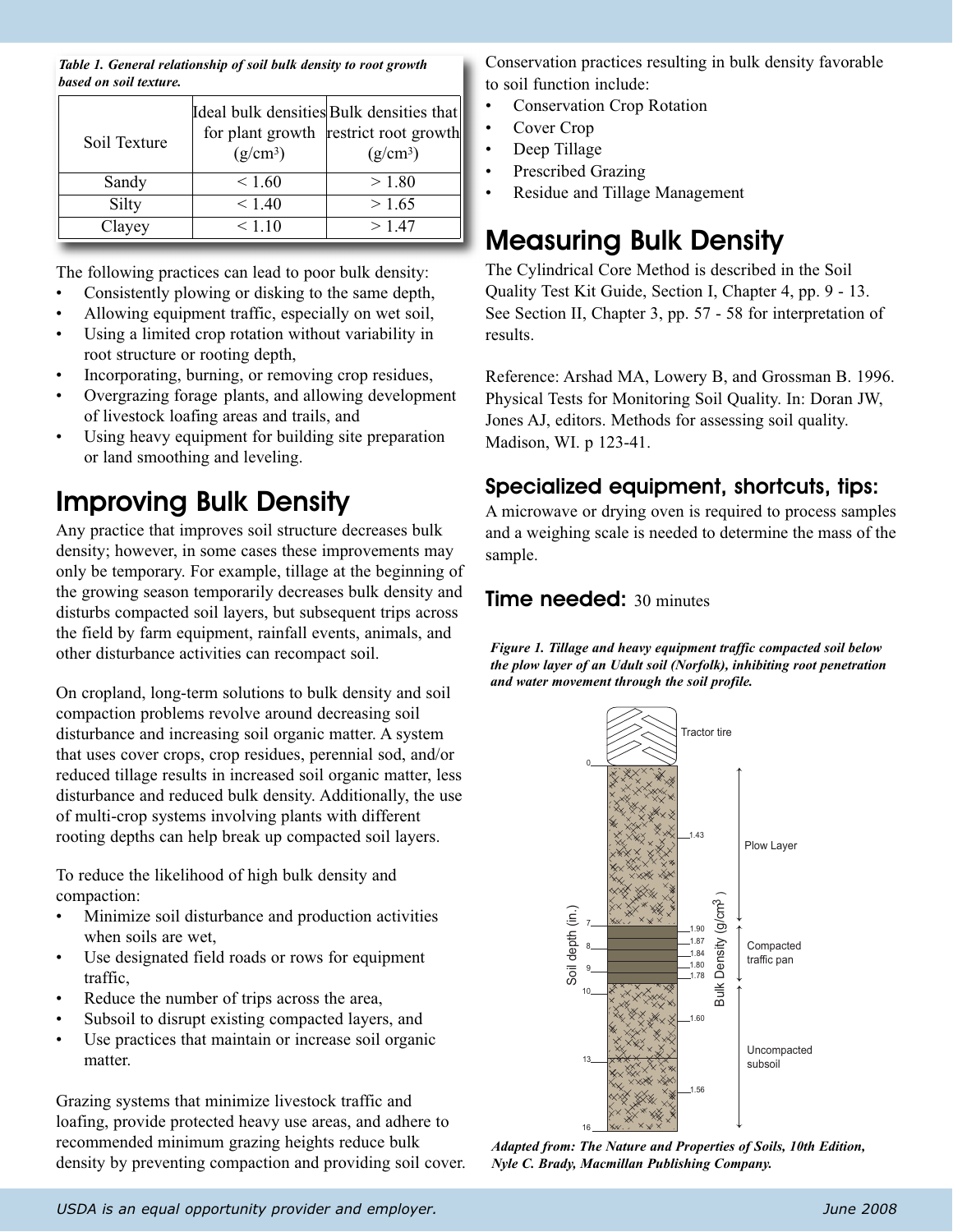*Table 1. General relationship of soil bulk density to root growth based on soil texture.*

| Soil Texture | Ideal bulk densities for plant growth ($g/cm^3$) | Bulk densities that restrict root growth ($g/cm^3$) |
|---|---|---|
| Sandy | < 1.60 | > 1.80 |
| Silty | < 1.40 | > 1.65 |
| Clayey | < 1.10 | > 1.47 |

The following practices can lead to poor bulk density:

- Consistently plowing or disking to the same depth,
- Allowing equipment traffic, especially on wet soil,
- Using a limited crop rotation without variability in root structure or rooting depth,
- Incorporating, burning, or removing crop residues,
- Overgrazing forage plants, and allowing development of livestock loafing areas and trails, and
- Using heavy equipment for building site preparation or land smoothing and leveling.

## Improving Bulk Density

Any practice that improves soil structure decreases bulk density; however, in some cases these improvements may only be temporary. For example, tillage at the beginning of the growing season temporarily decreases bulk density and disturbs compacted soil layers, but subsequent trips across the field by farm equipment, rainfall events, animals, and other disturbance activities can recompact soil.

On cropland, long-term solutions to bulk density and soil compaction problems revolve around decreasing soil disturbance and increasing soil organic matter. A system that uses cover crops, crop residues, perennial sod, and/or reduced tillage results in increased soil organic matter, less disturbance and reduced bulk density. Additionally, the use of multi-crop systems involving plants with different rooting depths can help break up compacted soil layers.

To reduce the likelihood of high bulk density and compaction:

- Minimize soil disturbance and production activities when soils are wet,
- Use designated field roads or rows for equipment traffic,
- Reduce the number of trips across the area,
- Subsoil to disrupt existing compacted layers, and
- Use practices that maintain or increase soil organic matter.

Grazing systems that minimize livestock traffic and loafing, provide protected heavy use areas, and adhere to recommended minimum grazing heights reduce bulk density by preventing compaction and providing soil cover.

Conservation practices resulting in bulk density favorable to soil function include:

- Conservation Crop Rotation
- Cover Crop
- Deep Tillage
- Prescribed Grazing
- Residue and Tillage Management

## Measuring Bulk Density

The Cylindrical Core Method is described in the Soil Quality Test Kit Guide, Section I, Chapter 4, pp. 9 - 13. See Section II, Chapter 3, pp. 57 - 58 for interpretation of results.

Reference: Arshad MA, Lowery B, and Grossman B. 1996. Physical Tests for Monitoring Soil Quality. In: Doran JW, Jones AJ, editors. Methods for assessing soil quality. Madison, WI. p 123-41.

### Specialized equipment, shortcuts, tips:

A microwave or drying oven is required to process samples and a weighing scale is needed to determine the mass of the sample.

### Time needed: 30 minutes

*Figure 1. Tillage and heavy equipment traffic compacted soil below the plow layer of an Udult soil (Norfolk), inhibiting root penetration and water movement through the soil profile.*

Tractor tire

Soil depth (in.)
0
7
8
9
10
13
16

Bulk Density ($g/cm^3$)
1.43
1.90
1.87
1.84
1.80
1.78
1.60
1.56

Plow Layer

Compacted traffic pan

Uncompacted subsoil

*Adapted from: The Nature and Properties of Soils, 10th Edition, Nyle C. Brady, Macmillan Publishing Company.*

*USDA is an equal opportunity provider and employer.*

*June 2008*